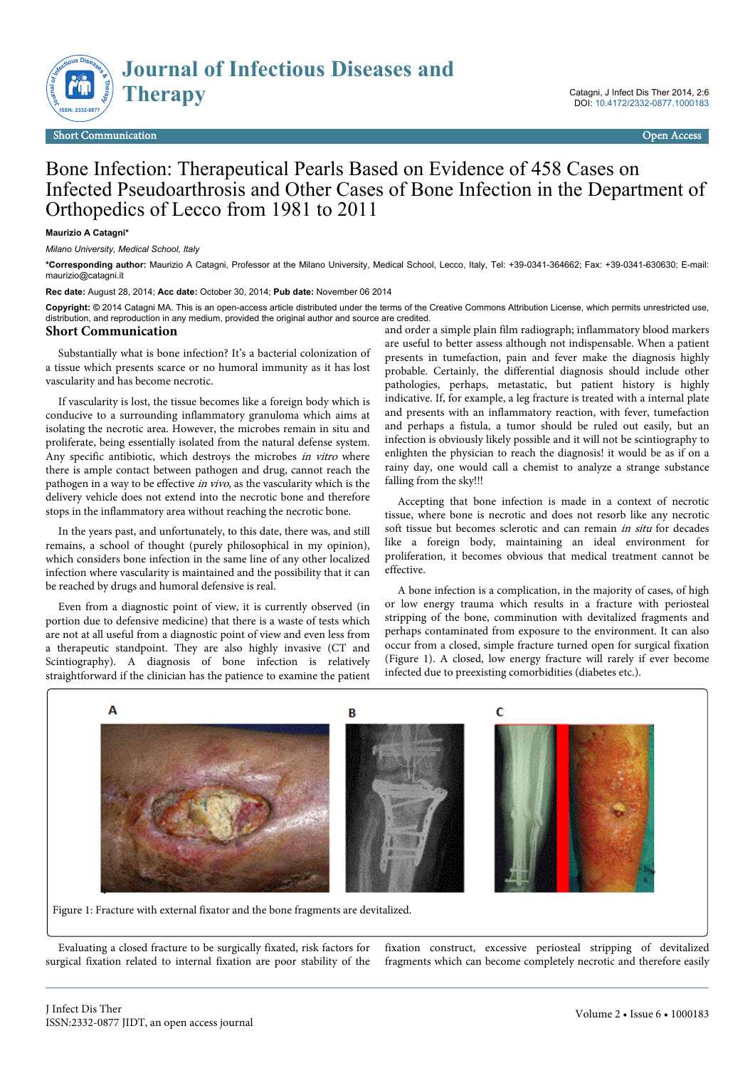Short Communication

Open Access

# Bone Infection: Therapeutical Pearls Based on Evidence of 458 Cases on Infected Pseudoarthrosis and Other Cases of Bone Infection in the Department of Orthopedics of Lecco from 1981 to 2011

**Maurizio A Catagni***

*Milano University, Medical School, Italy*

***Corresponding author:** Maurizio A Catagni, Professor at the Milano University, Medical School, Lecco, Italy, Tel: +39-0341-364662; Fax: +39-0341-630630; E-mail: maurizio@catagni.it

**Rec date:** August 28, 2014; **Acc date:** October 30, 2014; **Pub date:** November 06 2014

**Copyright:** © 2014 Catagni MA. This is an open-access article distributed under the terms of the Creative Commons Attribution License, which permits unrestricted use, distribution, and reproduction in any medium, provided the original author and source are credited.

## Short Communication

Substantially what is bone infection? It's a bacterial colonization of a tissue which presents scarce or no humoral immunity as it has lost vascularity and has become necrotic.

If vascularity is lost, the tissue becomes like a foreign body which is conducive to a surrounding inflammatory granuloma which aims at isolating the necrotic area. However, the microbes remain in situ and proliferate, being essentially isolated from the natural defense system. Any specific antibiotic, which destroys the microbes *in vitro* where there is ample contact between pathogen and drug, cannot reach the pathogen in a way to be effective *in vivo*, as the vascularity which is the delivery vehicle does not extend into the necrotic bone and therefore stops in the inflammatory area without reaching the necrotic bone.

In the years past, and unfortunately, to this date, there was, and still remains, a school of thought (purely philosophical in my opinion), which considers bone infection in the same line of any other localized infection where vascularity is maintained and the possibility that it can be reached by drugs and humoral defensive is real.

Even from a diagnostic point of view, it is currently observed (in portion due to defensive medicine) that there is a waste of tests which are not at all useful from a diagnostic point of view and even less from a therapeutic standpoint. They are also highly invasive (CT and Scintiography). A diagnosis of bone infection is relatively straightforward if the clinician has the patience to examine the patient and order a simple plain film radiograph; inflammatory blood markers are useful to better assess although not indispensable. When a patient presents in tumefaction, pain and fever make the diagnosis highly probable. Certainly, the differential diagnosis should include other pathologies, perhaps, metastatic, but patient history is highly indicative. If, for example, a leg fracture is treated with a internal plate and presents with an inflammatory reaction, with fever, tumefaction and perhaps a fistula, a tumor should be ruled out easily, but an infection is obviously likely possible and it will not be scintiography to enlighten the physician to reach the diagnosis! it would be as if on a rainy day, one would call a chemist to analyze a strange substance falling from the sky!!!

Accepting that bone infection is made in a context of necrotic tissue, where bone is necrotic and does not resorb like any necrotic soft tissue but becomes sclerotic and can remain *in situ* for decades like a foreign body, maintaining an ideal environment for proliferation, it becomes obvious that medical treatment cannot be effective.

A bone infection is a complication, in the majority of cases, of high or low energy trauma which results in a fracture with periosteal stripping of the bone, comminution with devitalized fragments and perhaps contaminated from exposure to the environment. It can also occur from a closed, simple fracture turned open for surgical fixation (Figure 1). A closed, low energy fracture will rarely if ever become infected due to preexisting comorbidities (diabetes etc.).

Figure 1: Fracture with external fixator and the bone fragments are devitalized.

Evaluating a closed fracture to be surgically fixated, risk factors for surgical fixation related to internal fixation are poor stability of the fixation construct, excessive periosteal stripping of devitalized fragments which can become completely necrotic and therefore easily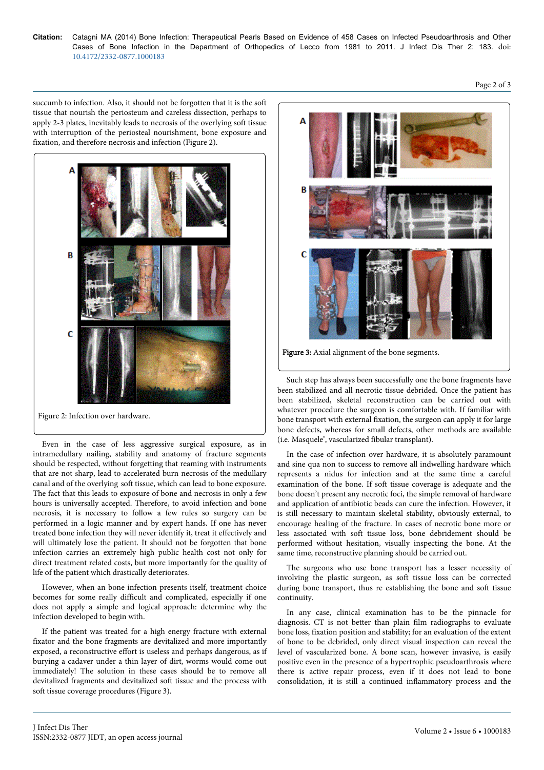succumb to infection. Also, it should not be forgotten that it is the soft tissue that nourish the periosteum and careless dissection, perhaps to apply 2-3 plates, inevitably leads to necrosis of the overlying soft tissue with interruption of the periosteal nourishment, bone exposure and fixation, and therefore necrosis and infection (Figure 2).

Figure 2: Infection over hardware.

Even in the case of less aggressive surgical exposure, as in intramedullary nailing, stability and anatomy of fracture segments should be respected, without forgetting that reaming with instruments that are not sharp, lead to accelerated burn necrosis of the medullary canal and of the overlying soft tissue, which can lead to bone exposure. The fact that this leads to exposure of bone and necrosis in only a few hours is universally accepted. Therefore, to avoid infection and bone necrosis, it is necessary to follow a few rules so surgery can be performed in a logic manner and by expert hands. If one has never treated bone infection they will never identify it, treat it effectively and will ultimately lose the patient. It should not be forgotten that bone infection carries an extremely high public health cost not only for direct treatment related costs, but more importantly for the quality of life of the patient which drastically deteriorates.

However, when an bone infection presents itself, treatment choice becomes for some really difficult and complicated, especially if one does not apply a simple and logical approach: determine why the infection developed to begin with.

If the patient was treated for a high energy fracture with external fixator and the bone fragments are devitalized and more importantly exposed, a reconstructive effort is useless and perhaps dangerous, as if burying a cadaver under a thin layer of dirt, worms would come out immediately! The solution in these cases should be to remove all devitalized fragments and devitalized soft tissue and the process with soft tissue coverage procedures (Figure 3).

Figure 3: Axial alignment of the bone segments.

Such step has always been successfully one the bone fragments have been stabilized and all necrotic tissue debrided. Once the patient has been stabilized, skeletal reconstruction can be carried out with whatever procedure the surgeon is comfortable with. If familiar with bone transport with external fixation, the surgeon can apply it for large bone defects, whereas for small defects, other methods are available (i.e. Masquele', vascularized fibular transplant).

In the case of infection over hardware, it is absolutely paramount and sine qua non to success to remove all indwelling hardware which represents a nidus for infection and at the same time a careful examination of the bone. If soft tissue coverage is adequate and the bone doesn't present any necrotic foci, the simple removal of hardware and application of antibiotic beads can cure the infection. However, it is still necessary to maintain skeletal stability, obviously external, to encourage healing of the fracture. In cases of necrotic bone more or less associated with soft tissue loss, bone debridement should be performed without hesitation, visually inspecting the bone. At the same time, reconstructive planning should be carried out.

The surgeons who use bone transport has a lesser necessity of involving the plastic surgeon, as soft tissue loss can be corrected during bone transport, thus re establishing the bone and soft tissue continuity.

In any case, clinical examination has to be the pinnacle for diagnosis. CT is not better than plain film radiographs to evaluate bone loss, fixation position and stability; for an evaluation of the extent of bone to be debrided, only direct visual inspection can reveal the level of vascularized bone. A bone scan, however invasive, is easily positive even in the presence of a hypertrophic pseudoarthrosis where there is active repair process, even if it does not lead to bone consolidation, it is still a continued inflammatory process and the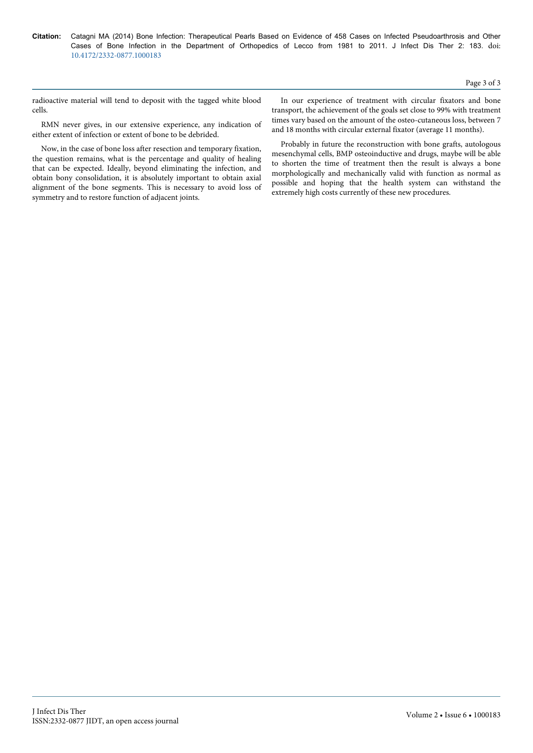radioactive material will tend to deposit with the tagged white blood cells.

RMN never gives, in our extensive experience, any indication of either extent of infection or extent of bone to be debrided.

Now, in the case of bone loss after resection and temporary fixation, the question remains, what is the percentage and quality of healing that can be expected. Ideally, beyond eliminating the infection, and obtain bony consolidation, it is absolutely important to obtain axial alignment of the bone segments. This is necessary to avoid loss of symmetry and to restore function of adjacent joints.

In our experience of treatment with circular fixators and bone transport, the achievement of the goals set close to 99% with treatment times vary based on the amount of the osteo-cutaneous loss, between 7 and 18 months with circular external fixator (average 11 months).

Probably in future the reconstruction with bone grafts, autologous mesenchymal cells, BMP osteoinductive and drugs, maybe will be able to shorten the time of treatment then the result is always a bone morphologically and mechanically valid with function as normal as possible and hoping that the health system can withstand the extremely high costs currently of these new procedures.